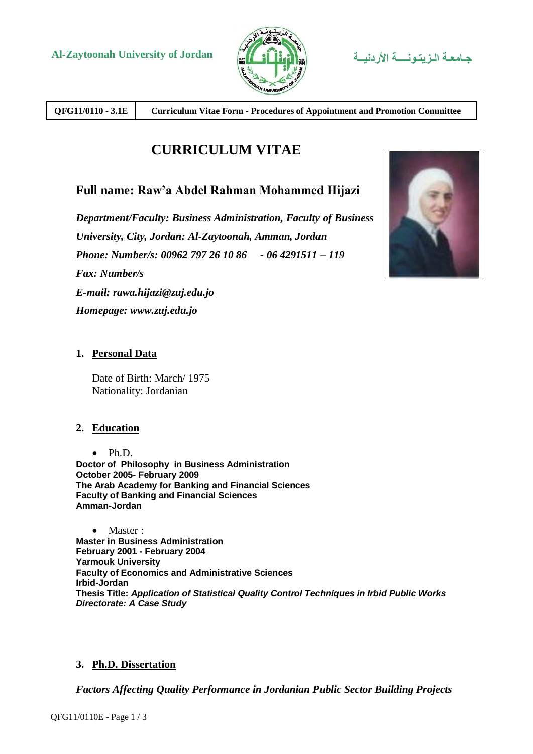Al-Zaytoonah University of Jordan

جـامعـة الـزيـتـونـــة الأردنيــة

| QFG11/0110 - 3.1E | Curriculum Vitae Form - Procedures of Appointment and Promotion Committee |
| --- | --- |

# CURRICULUM VITAE

## Full name: Raw'a Abdel Rahman Mohammed Hijazi

*Department/Faculty: Business Administration, Faculty of Business*

*University, City, Jordan: Al-Zaytoonah, Amman, Jordan*

*Phone: Number/s: 00962 797 26 10 86 - 06 4291511 – 119*

*Fax: Number/s*

*E-mail: rawa.hijazi@zuj.edu.jo*

*Homepage: www.zuj.edu.jo*

### 1. Personal Data

Date of Birth: March/ 1975
Nationality: Jordanian

### 2. Education

- Ph.D.

**Doctor of Philosophy in Business Administration**
**October 2005- February 2009**
**The Arab Academy for Banking and Financial Sciences**
**Faculty of Banking and Financial Sciences**
**Amman-Jordan**

- Master :

**Master in Business Administration**
**February 2001 - February 2004**
**Yarmouk University**
**Faculty of Economics and Administrative Sciences**
**Irbid-Jordan**
**Thesis Title: *Application of Statistical Quality Control Techniques in Irbid Public Works Directorate: A Case Study***

### 3. Ph.D. Dissertation

***Factors Affecting Quality Performance in Jordanian Public Sector Building Projects***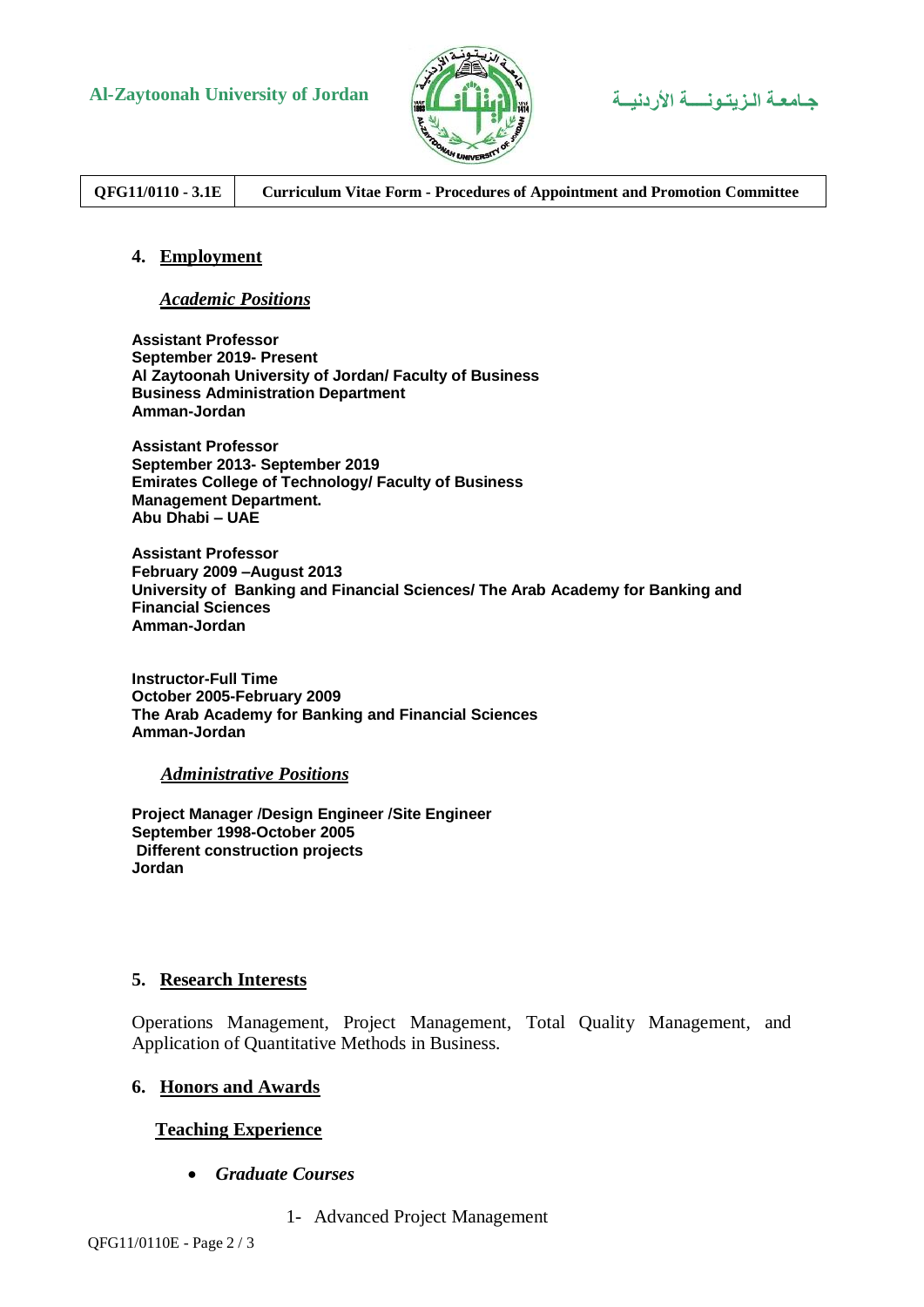## 4. Employment

### *Academic Positions*

**Assistant Professor**
**September 2019- Present**
**Al Zaytoonah University of Jordan/ Faculty of Business**
**Business Administration Department**
**Amman-Jordan**

**Assistant Professor**
**September 2013- September 2019**
**Emirates College of Technology/ Faculty of Business**
**Management Department.**
**Abu Dhabi – UAE**

**Assistant Professor**
**February 2009 –August 2013**
**University of Banking and Financial Sciences/ The Arab Academy for Banking and Financial Sciences**
**Amman-Jordan**

**Instructor-Full Time**
**October 2005-February 2009**
**The Arab Academy for Banking and Financial Sciences**
**Amman-Jordan**

### *Administrative Positions*

**Project Manager /Design Engineer /Site Engineer**
**September 1998-October 2005**
**Different construction projects**
**Jordan**

## 5. Research Interests

Operations Management, Project Management, Total Quality Management, and Application of Quantitative Methods in Business.

## 6. Honors and Awards

### Teaching Experience

- ***Graduate Courses***

1- Advanced Project Management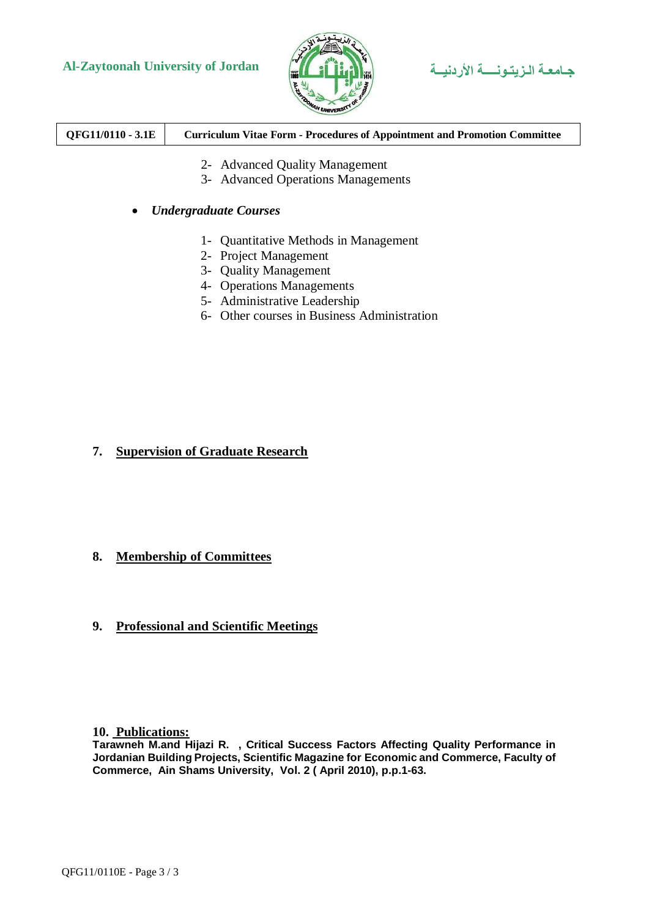2- Advanced Quality Management
3- Advanced Operations Managements

- ***Undergraduate Courses***

1- Quantitative Methods in Management
2- Project Management
3- Quality Management
4- Operations Managements
5- Administrative Leadership
6- Other courses in Business Administration

## 7. Supervision of Graduate Research

## 8. Membership of Committees

## 9. Professional and Scientific Meetings

## 10. Publications:

**Tarawneh M.and Hijazi R. , Critical Success Factors Affecting Quality Performance in Jordanian Building Projects, Scientific Magazine for Economic and Commerce, Faculty of Commerce, Ain Shams University, Vol. 2 ( April 2010), p.p.1-63.**